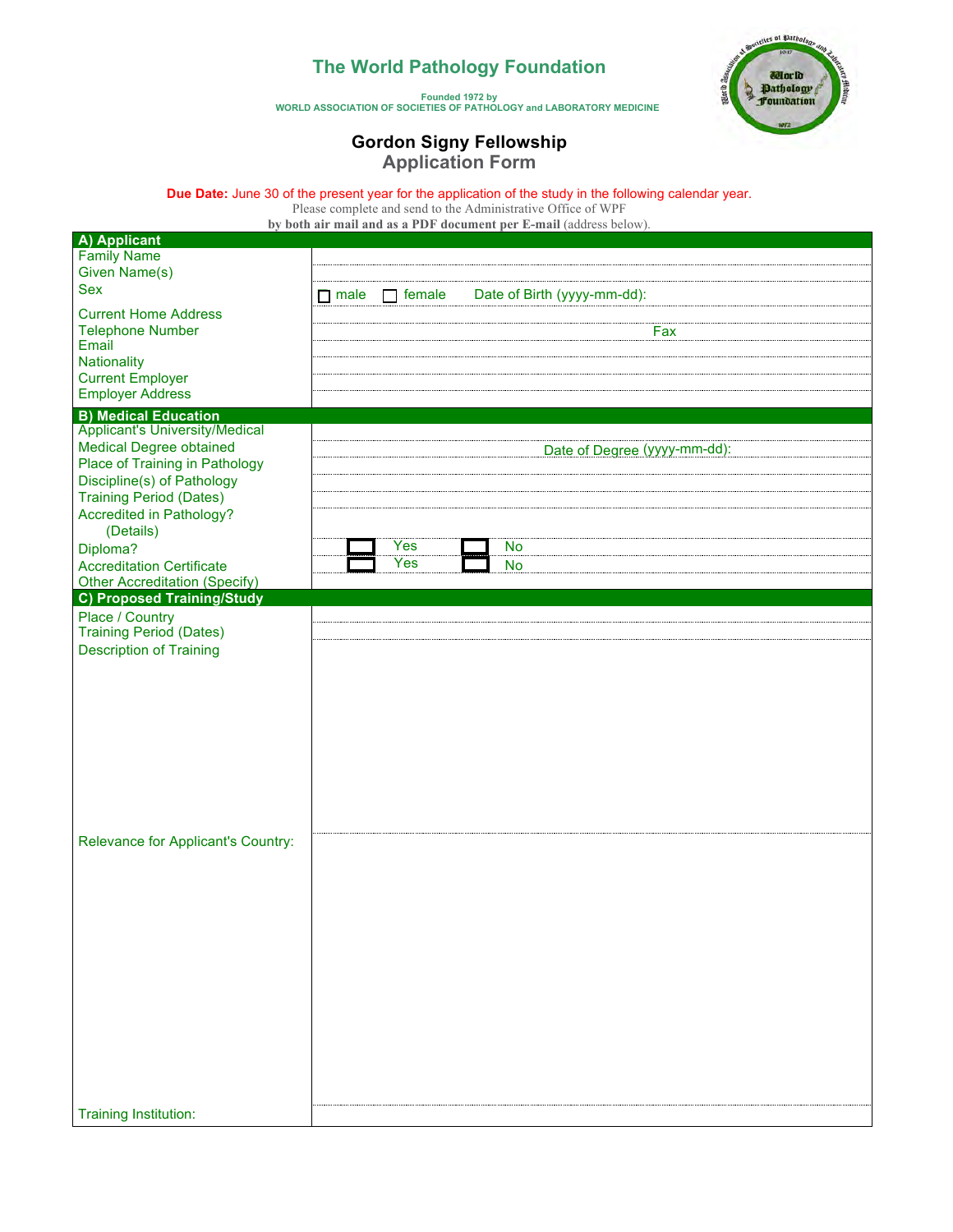# The World Pathology Foundation

Founded 1972 by
WORLD ASSOCIATION OF SOCIETIES OF PATHOLOGY and LABORATORY MEDICINE

## Gordon Signy Fellowship
## Application Form

**Due Date:** June 30 of the present year for the application of the study in the following calendar year.

Please complete and send to the Administrative Office of WPF
**by both air mail and as a PDF document per E-mail** (address below).

| **A) Applicant** | |
|---|---|
| Family Name | |
| Given Name(s) | |
| Sex | ☐ male ☐ female Date of Birth (yyyy-mm-dd): |
| Current Home Address | |
| Telephone Number | Fax |
| Email | |
| Nationality | |
| Current Employer | |
| Employer Address | |
| **B) Medical Education** | |
| Applicant's University/Medical | |
| Medical Degree obtained | Date of Degree (yyyy-mm-dd): |
| Place of Training in Pathology | |
| Discipline(s) of Pathology | |
| Training Period (Dates) | |
| Accredited in Pathology? (Details) | |
| Diploma? | ☐ Yes ☐ No |
| Accreditation Certificate | ☐ Yes ☐ No |
| Other Accreditation (Specify) | |
| **C) Proposed Training/Study** | |
| Place / Country | |
| Training Period (Dates) | |
| Description of Training | |
| Relevance for Applicant's Country: | |
| Training Institution: | |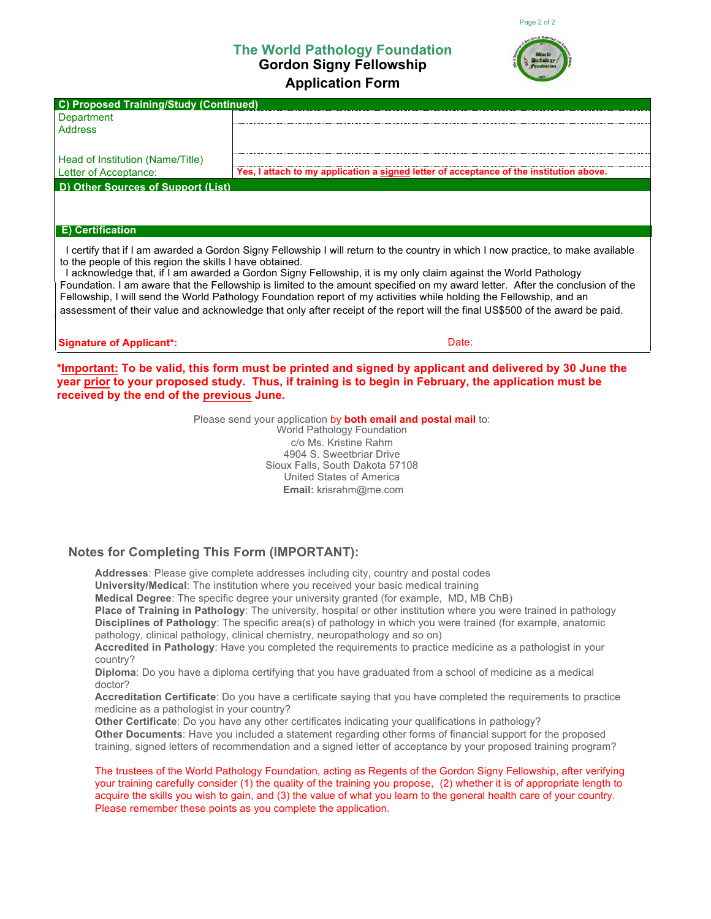# The World Pathology Foundation

## Gordon Signy Fellowship

## Application Form

| C) Proposed Training/Study (Continued) | |
|---|---|
| Department | |
| Address | |
| Head of Institution (Name/Title) | |
| Letter of Acceptance: | **Yes, I attach to my application a signed letter of acceptance of the institution above.** |

**D) Other Sources of Support (List)**

**E) Certification**

I certify that if I am awarded a Gordon Signy Fellowship I will return to the country in which I now practice, to make available to the people of this region the skills I have obtained.

I acknowledge that, if I am awarded a Gordon Signy Fellowship, it is my only claim against the World Pathology Foundation. I am aware that the Fellowship is limited to the amount specified on my award letter. After the conclusion of the Fellowship, I will send the World Pathology Foundation report of my activities while holding the Fellowship, and an assessment of their value and acknowledge that only after receipt of the report will the final US$500 of the award be paid.

**Signature of Applicant*:** Date:

***Important: To be valid, this form must be printed and signed by applicant and delivered by 30 June the year prior to your proposed study. Thus, if training is to begin in February, the application must be received by the end of the previous June.**

Please send your application by **both email and postal mail** to:
World Pathology Foundation
c/o Ms. Kristine Rahm
4904 S. Sweetbriar Drive
Sioux Falls, South Dakota 57108
United States of America
**Email:** krisrahm@me.com

## Notes for Completing This Form (IMPORTANT):

**Addresses**: Please give complete addresses including city, country and postal codes
**University/Medical**: The institution where you received your basic medical training
**Medical Degree**: The specific degree your university granted (for example, MD, MB ChB)
**Place of Training in Pathology**: The university, hospital or other institution where you were trained in pathology
**Disciplines of Pathology**: The specific area(s) of pathology in which you were trained (for example, anatomic pathology, clinical pathology, clinical chemistry, neuropathology and so on)
**Accredited in Pathology**: Have you completed the requirements to practice medicine as a pathologist in your country?
**Diploma**: Do you have a diploma certifying that you have graduated from a school of medicine as a medical doctor?
**Accreditation Certificate**: Do you have a certificate saying that you have completed the requirements to practice medicine as a pathologist in your country?
**Other Certificate**: Do you have any other certificates indicating your qualifications in pathology?
**Other Documents**: Have you included a statement regarding other forms of financial support for the proposed training, signed letters of recommendation and a signed letter of acceptance by your proposed training program?

The trustees of the World Pathology Foundation, acting as Regents of the Gordon Signy Fellowship, after verifying your training carefully consider (1) the quality of the training you propose, (2) whether it is of appropriate length to acquire the skills you wish to gain, and (3) the value of what you learn to the general health care of your country. Please remember these points as you complete the application.